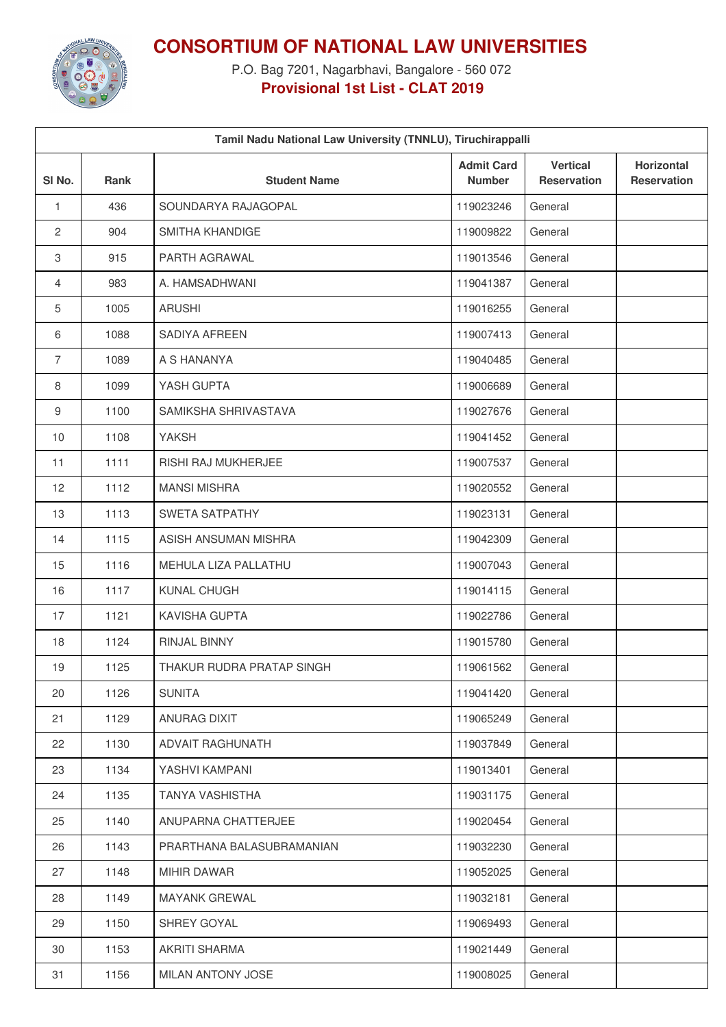# CONSORTIUM OF NATIONAL LAW UNIVERSITIES

P.O. Bag 7201, Nagarbhavi, Bangalore - 560 072

**Provisional 1st List - CLAT 2019**

| Tamil Nadu National Law University (TNNLU), Tiruchirappalli | | | | | |
|---|---|---|---|---|---|
| **Sl No.** | **Rank** | **Student Name** | **Admit Card Number** | **Vertical Reservation** | **Horizontal Reservation** |
| 1 | 436 | SOUNDARYA RAJAGOPAL | 119023246 | General | |
| 2 | 904 | SMITHA KHANDIGE | 119009822 | General | |
| 3 | 915 | PARTH AGRAWAL | 119013546 | General | |
| 4 | 983 | A. HAMSADHWANI | 119041387 | General | |
| 5 | 1005 | ARUSHI | 119016255 | General | |
| 6 | 1088 | SADIYA AFREEN | 119007413 | General | |
| 7 | 1089 | A S HANANYA | 119040485 | General | |
| 8 | 1099 | YASH GUPTA | 119006689 | General | |
| 9 | 1100 | SAMIKSHA SHRIVASTAVA | 119027676 | General | |
| 10 | 1108 | YAKSH | 119041452 | General | |
| 11 | 1111 | RISHI RAJ MUKHERJEE | 119007537 | General | |
| 12 | 1112 | MANSI MISHRA | 119020552 | General | |
| 13 | 1113 | SWETA SATPATHY | 119023131 | General | |
| 14 | 1115 | ASISH ANSUMAN MISHRA | 119042309 | General | |
| 15 | 1116 | MEHULA LIZA PALLATHU | 119007043 | General | |
| 16 | 1117 | KUNAL CHUGH | 119014115 | General | |
| 17 | 1121 | KAVISHA GUPTA | 119022786 | General | |
| 18 | 1124 | RINJAL BINNY | 119015780 | General | |
| 19 | 1125 | THAKUR RUDRA PRATAP SINGH | 119061562 | General | |
| 20 | 1126 | SUNITA | 119041420 | General | |
| 21 | 1129 | ANURAG DIXIT | 119065249 | General | |
| 22 | 1130 | ADVAIT RAGHUNATH | 119037849 | General | |
| 23 | 1134 | YASHVI KAMPANI | 119013401 | General | |
| 24 | 1135 | TANYA VASHISTHA | 119031175 | General | |
| 25 | 1140 | ANUPARNA CHATTERJEE | 119020454 | General | |
| 26 | 1143 | PRARTHANA BALASUBRAMANIAN | 119032230 | General | |
| 27 | 1148 | MIHIR DAWAR | 119052025 | General | |
| 28 | 1149 | MAYANK GREWAL | 119032181 | General | |
| 29 | 1150 | SHREY GOYAL | 119069493 | General | |
| 30 | 1153 | AKRITI SHARMA | 119021449 | General | |
| 31 | 1156 | MILAN ANTONY JOSE | 119008025 | General | |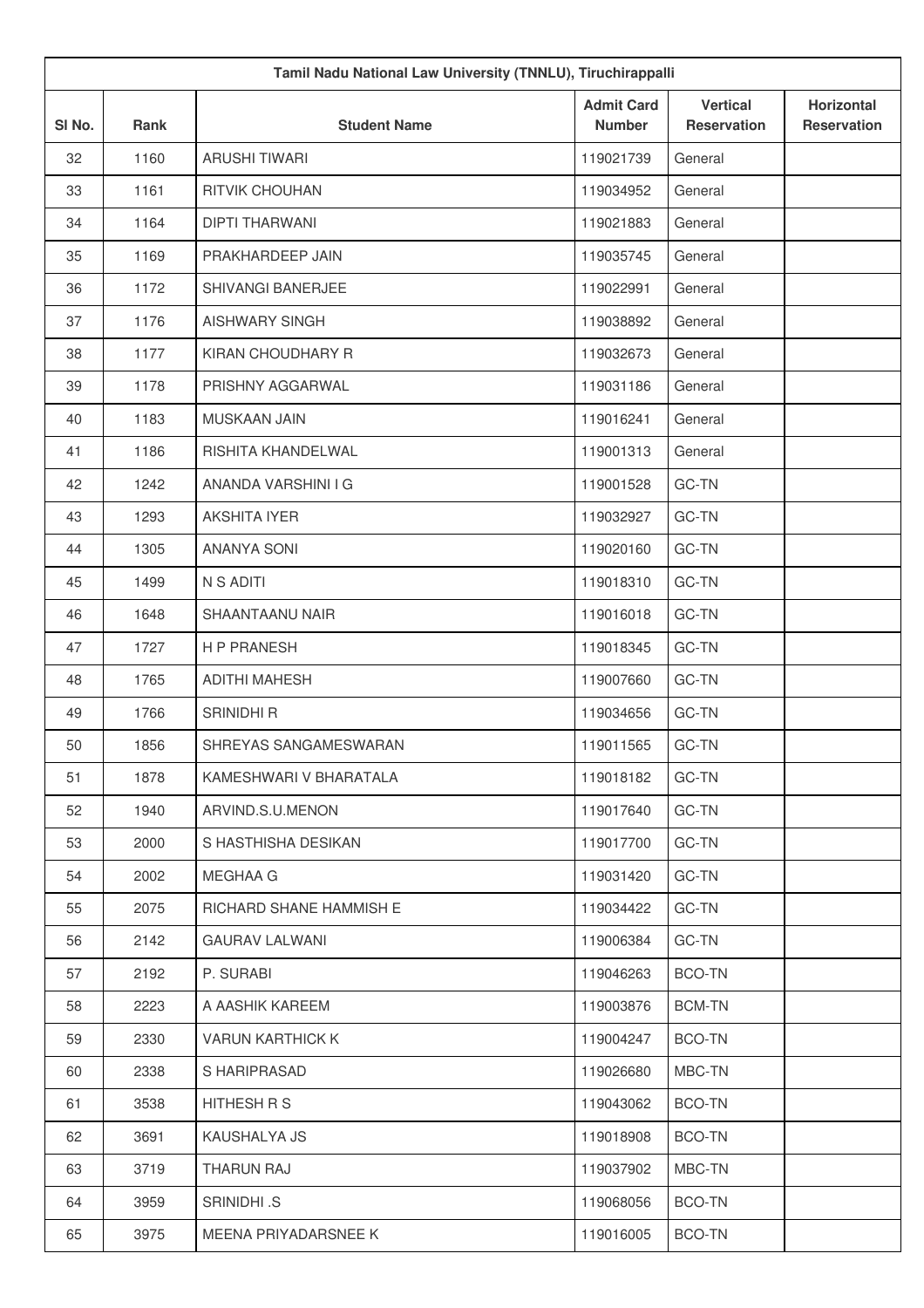| Tamil Nadu National Law University (TNNLU), Tiruchirappalli | | | | | |
|---|---|---|---|---|---|
| Sl No. | Rank | Student Name | Admit Card Number | Vertical Reservation | Horizontal Reservation |
| 32 | 1160 | ARUSHI TIWARI | 119021739 | General | |
| 33 | 1161 | RITVIK CHOUHAN | 119034952 | General | |
| 34 | 1164 | DIPTI THARWANI | 119021883 | General | |
| 35 | 1169 | PRAKHARDEEP JAIN | 119035745 | General | |
| 36 | 1172 | SHIVANGI BANERJEE | 119022991 | General | |
| 37 | 1176 | AISHWARY SINGH | 119038892 | General | |
| 38 | 1177 | KIRAN CHOUDHARY R | 119032673 | General | |
| 39 | 1178 | PRISHNY AGGARWAL | 119031186 | General | |
| 40 | 1183 | MUSKAAN JAIN | 119016241 | General | |
| 41 | 1186 | RISHITA KHANDELWAL | 119001313 | General | |
| 42 | 1242 | ANANDA VARSHINI I G | 119001528 | GC-TN | |
| 43 | 1293 | AKSHITA IYER | 119032927 | GC-TN | |
| 44 | 1305 | ANANYA SONI | 119020160 | GC-TN | |
| 45 | 1499 | N S ADITI | 119018310 | GC-TN | |
| 46 | 1648 | SHAANTAANU NAIR | 119016018 | GC-TN | |
| 47 | 1727 | H P PRANESH | 119018345 | GC-TN | |
| 48 | 1765 | ADITHI MAHESH | 119007660 | GC-TN | |
| 49 | 1766 | SRINIDHI R | 119034656 | GC-TN | |
| 50 | 1856 | SHREYAS SANGAMESWARAN | 119011565 | GC-TN | |
| 51 | 1878 | KAMESHWARI V BHARATALA | 119018182 | GC-TN | |
| 52 | 1940 | ARVIND.S.U.MENON | 119017640 | GC-TN | |
| 53 | 2000 | S HASTHISHA DESIKAN | 119017700 | GC-TN | |
| 54 | 2002 | MEGHAA G | 119031420 | GC-TN | |
| 55 | 2075 | RICHARD SHANE HAMMISH E | 119034422 | GC-TN | |
| 56 | 2142 | GAURAV LALWANI | 119006384 | GC-TN | |
| 57 | 2192 | P. SURABI | 119046263 | BCO-TN | |
| 58 | 2223 | A AASHIK KAREEM | 119003876 | BCM-TN | |
| 59 | 2330 | VARUN KARTHICK K | 119004247 | BCO-TN | |
| 60 | 2338 | S HARIPRASAD | 119026680 | MBC-TN | |
| 61 | 3538 | HITHESH R S | 119043062 | BCO-TN | |
| 62 | 3691 | KAUSHALYA JS | 119018908 | BCO-TN | |
| 63 | 3719 | THARUN RAJ | 119037902 | MBC-TN | |
| 64 | 3959 | SRINIDHI .S | 119068056 | BCO-TN | |
| 65 | 3975 | MEENA PRIYADARSNEE K | 119016005 | BCO-TN | |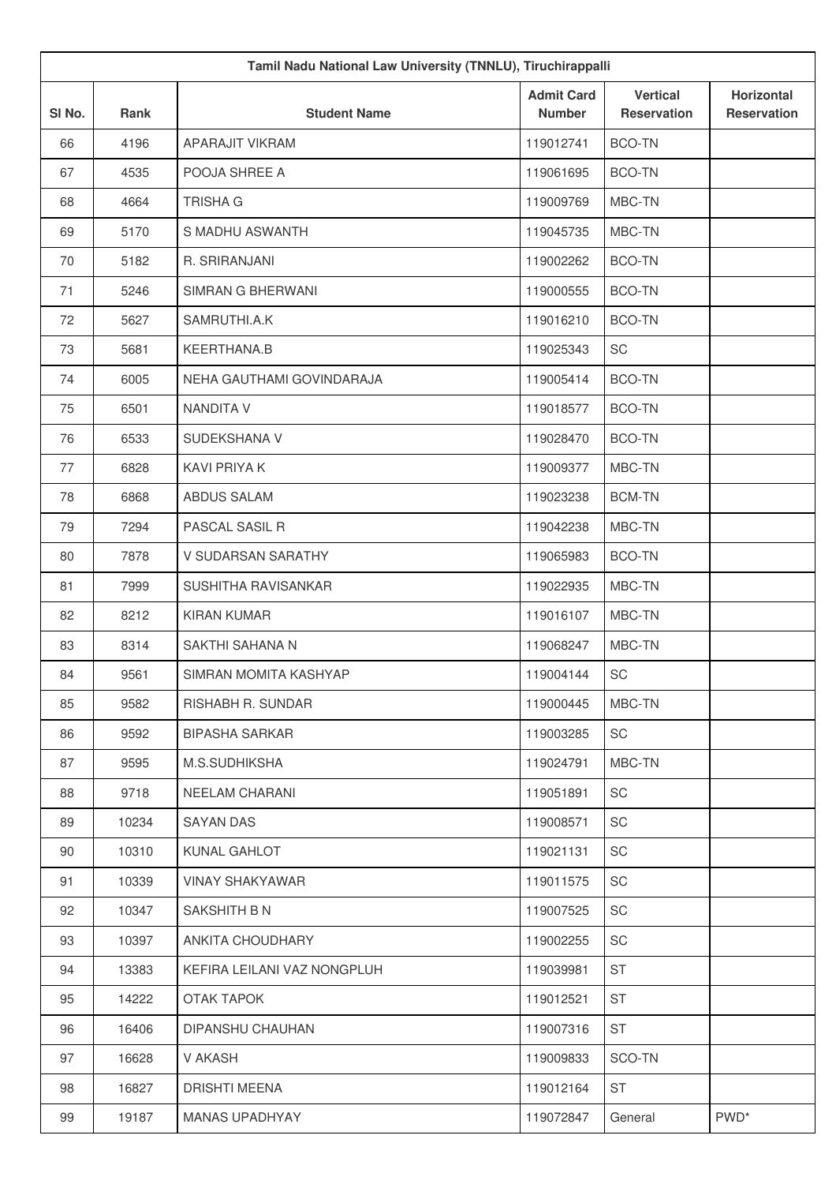| Tamil Nadu National Law University (TNNLU), Tiruchirappalli | | | | | |
|---|---|---|---|---|---|
| Sl No. | Rank | Student Name | Admit Card Number | Vertical Reservation | Horizontal Reservation |
| 66 | 4196 | APARAJIT VIKRAM | 119012741 | BCO-TN | |
| 67 | 4535 | POOJA SHREE A | 119061695 | BCO-TN | |
| 68 | 4664 | TRISHA G | 119009769 | MBC-TN | |
| 69 | 5170 | S MADHU ASWANTH | 119045735 | MBC-TN | |
| 70 | 5182 | R. SRIRANJANI | 119002262 | BCO-TN | |
| 71 | 5246 | SIMRAN G BHERWANI | 119000555 | BCO-TN | |
| 72 | 5627 | SAMRUTHI.A.K | 119016210 | BCO-TN | |
| 73 | 5681 | KEERTHANA.B | 119025343 | SC | |
| 74 | 6005 | NEHA GAUTHAMI GOVINDARAJA | 119005414 | BCO-TN | |
| 75 | 6501 | NANDITA V | 119018577 | BCO-TN | |
| 76 | 6533 | SUDEKSHANA V | 119028470 | BCO-TN | |
| 77 | 6828 | KAVI PRIYA K | 119009377 | MBC-TN | |
| 78 | 6868 | ABDUS SALAM | 119023238 | BCM-TN | |
| 79 | 7294 | PASCAL SASIL R | 119042238 | MBC-TN | |
| 80 | 7878 | V SUDARSAN SARATHY | 119065983 | BCO-TN | |
| 81 | 7999 | SUSHITHA RAVISANKAR | 119022935 | MBC-TN | |
| 82 | 8212 | KIRAN KUMAR | 119016107 | MBC-TN | |
| 83 | 8314 | SAKTHI SAHANA N | 119068247 | MBC-TN | |
| 84 | 9561 | SIMRAN MOMITA KASHYAP | 119004144 | SC | |
| 85 | 9582 | RISHABH R. SUNDAR | 119000445 | MBC-TN | |
| 86 | 9592 | BIPASHA SARKAR | 119003285 | SC | |
| 87 | 9595 | M.S.SUDHIKSHA | 119024791 | MBC-TN | |
| 88 | 9718 | NEELAM CHARANI | 119051891 | SC | |
| 89 | 10234 | SAYAN DAS | 119008571 | SC | |
| 90 | 10310 | KUNAL GAHLOT | 119021131 | SC | |
| 91 | 10339 | VINAY SHAKYAWAR | 119011575 | SC | |
| 92 | 10347 | SAKSHITH B N | 119007525 | SC | |
| 93 | 10397 | ANKITA CHOUDHARY | 119002255 | SC | |
| 94 | 13383 | KEFIRA LEILANI VAZ NONGPLUH | 119039981 | ST | |
| 95 | 14222 | OTAK TAPOK | 119012521 | ST | |
| 96 | 16406 | DIPANSHU CHAUHAN | 119007316 | ST | |
| 97 | 16628 | V AKASH | 119009833 | SCO-TN | |
| 98 | 16827 | DRISHTI MEENA | 119012164 | ST | |
| 99 | 19187 | MANAS UPADHYAY | 119072847 | General | PWD* |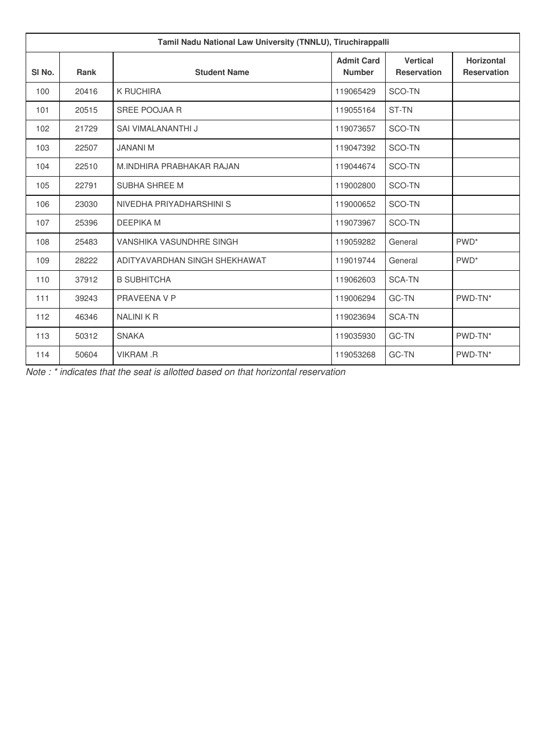| Tamil Nadu National Law University (TNNLU), Tiruchirappalli | | | | | |
|---|---|---|---|---|---|
| Sl No. | Rank | Student Name | Admit Card Number | Vertical Reservation | Horizontal Reservation |
| 100 | 20416 | K RUCHIRA | 119065429 | SCO-TN | |
| 101 | 20515 | SREE POOJAA R | 119055164 | ST-TN | |
| 102 | 21729 | SAI VIMALANANTHI J | 119073657 | SCO-TN | |
| 103 | 22507 | JANANI M | 119047392 | SCO-TN | |
| 104 | 22510 | M.INDHIRA PRABHAKAR RAJAN | 119044674 | SCO-TN | |
| 105 | 22791 | SUBHA SHREE M | 119002800 | SCO-TN | |
| 106 | 23030 | NIVEDHA PRIYADHARSHINI S | 119000652 | SCO-TN | |
| 107 | 25396 | DEEPIKA M | 119073967 | SCO-TN | |
| 108 | 25483 | VANSHIKA VASUNDHRE SINGH | 119059282 | General | PWD* |
| 109 | 28222 | ADITYAVARDHAN SINGH SHEKHAWAT | 119019744 | General | PWD* |
| 110 | 37912 | B SUBHITCHA | 119062603 | SCA-TN | |
| 111 | 39243 | PRAVEENA V P | 119006294 | GC-TN | PWD-TN* |
| 112 | 46346 | NALINI K R | 119023694 | SCA-TN | |
| 113 | 50312 | SNAKA | 119035930 | GC-TN | PWD-TN* |
| 114 | 50604 | VIKRAM .R | 119053268 | GC-TN | PWD-TN* |

*Note : * indicates that the seat is allotted based on that horizontal reservation*